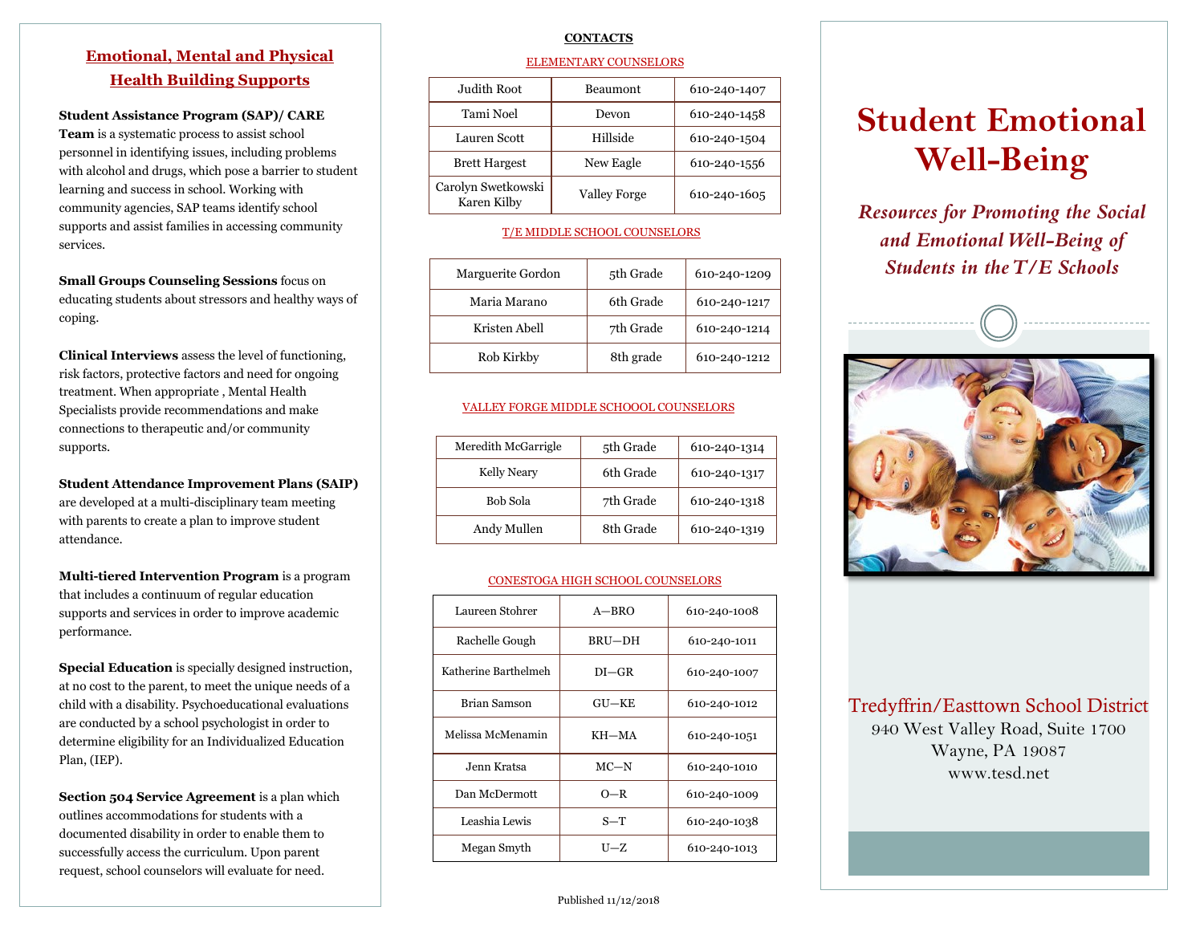## Emotional, Mental and Physical Health Building Supports

**Student Assistance Program (SAP)/ CARE Team** is a systematic process to assist school personnel in identifying issues, including problems with alcohol and drugs, which pose a barrier to student learning and success in school. Working with community agencies, SAP teams identify school supports and assist families in accessing community services.

**Small Groups Counseling Sessions** focus on educating students about stressors and healthy ways of coping.

**Clinical Interviews** assess the level of functioning, risk factors, protective factors and need for ongoing treatment. When appropriate , Mental Health Specialists provide recommendations and make connections to therapeutic and/or community supports.

**Student Attendance Improvement Plans (SAIP)** are developed at a multi-disciplinary team meeting with parents to create a plan to improve student attendance.

**Multi-tiered Intervention Program** is a program that includes a continuum of regular education supports and services in order to improve academic performance.

**Special Education** is specially designed instruction, at no cost to the parent, to meet the unique needs of a child with a disability. Psychoeducational evaluations are conducted by a school psychologist in order to determine eligibility for an Individualized Education Plan, (IEP).

**Section 504 Service Agreement** is a plan which outlines accommodations for students with a documented disability in order to enable them to successfully access the curriculum. Upon parent request, school counselors will evaluate for need.

## CONTACTS

### ELEMENTARY COUNSELORS

| | | |
|---|---|---|
| Judith Root | Beaumont | 610-240-1407 |
| Tami Noel | Devon | 610-240-1458 |
| Lauren Scott | Hillside | 610-240-1504 |
| Brett Hargest | New Eagle | 610-240-1556 |
| Carolyn Swetkowski<br>Karen Kilby | Valley Forge | 610-240-1605 |

### T/E MIDDLE SCHOOL COUNSELORS

| | | |
|---|---|---|
| Marguerite Gordon | 5th Grade | 610-240-1209 |
| Maria Marano | 6th Grade | 610-240-1217 |
| Kristen Abell | 7th Grade | 610-240-1214 |
| Rob Kirkby | 8th grade | 610-240-1212 |

### VALLEY FORGE MIDDLE SCHOOOL COUNSELORS

| | | |
|---|---|---|
| Meredith McGarrigle | 5th Grade | 610-240-1314 |
| Kelly Neary | 6th Grade | 610-240-1317 |
| Bob Sola | 7th Grade | 610-240-1318 |
| Andy Mullen | 8th Grade | 610-240-1319 |

### CONESTOGA HIGH SCHOOL COUNSELORS

| | | |
|---|---|---|
| Laureen Stohrer | A—BRO | 610-240-1008 |
| Rachelle Gough | BRU—DH | 610-240-1011 |
| Katherine Barthelmeh | DI—GR | 610-240-1007 |
| Brian Samson | GU—KE | 610-240-1012 |
| Melissa McMenamin | KH—MA | 610-240-1051 |
| Jenn Kratsa | MC—N | 610-240-1010 |
| Dan McDermott | O—R | 610-240-1009 |
| Leashia Lewis | S—T | 610-240-1038 |
| Megan Smyth | U—Z | 610-240-1013 |

Published 11/12/2018

# Student Emotional Well-Being

***Resources for Promoting the Social and Emotional Well-Being of Students in the T/E Schools***

Tredyffrin/Easttown School District
940 West Valley Road, Suite 1700
Wayne, PA 19087
www.tesd.net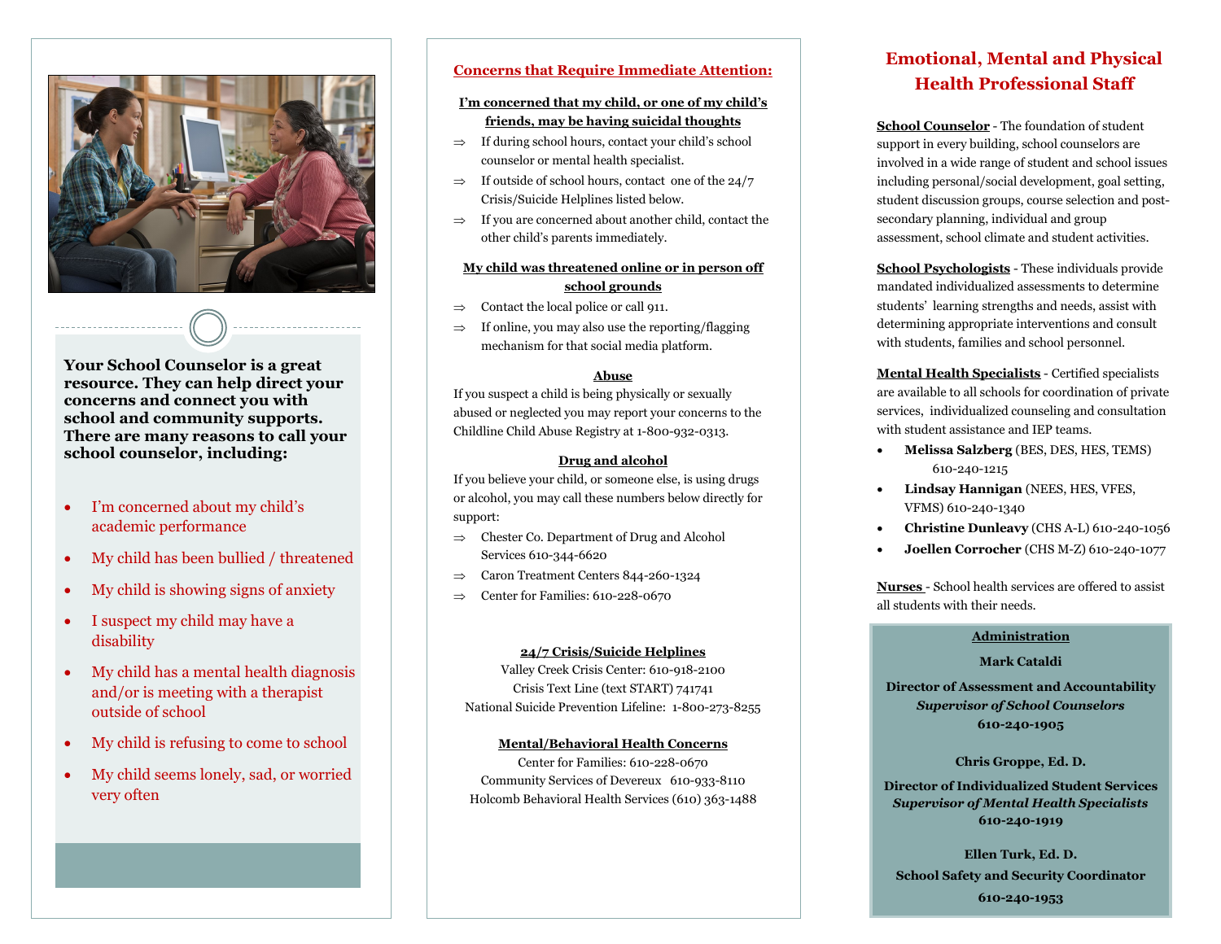**Your School Counselor is a great resource. They can help direct your concerns and connect you with school and community supports. There are many reasons to call your school counselor, including:**

- I'm concerned about my child's academic performance
- My child has been bullied / threatened
- My child is showing signs of anxiety
- I suspect my child may have a disability
- My child has a mental health diagnosis and/or is meeting with a therapist outside of school
- My child is refusing to come to school
- My child seems lonely, sad, or worried very often

## Concerns that Require Immediate Attention:

**I'm concerned that my child, or one of my child's friends, may be having suicidal thoughts**

- ⇒ If during school hours, contact your child's school counselor or mental health specialist.
- ⇒ If outside of school hours, contact one of the 24/7 Crisis/Suicide Helplines listed below.
- ⇒ If you are concerned about another child, contact the other child's parents immediately.

**My child was threatened online or in person off school grounds**

- ⇒ Contact the local police or call 911.
- ⇒ If online, you may also use the reporting/flagging mechanism for that social media platform.

**Abuse**

If you suspect a child is being physically or sexually abused or neglected you may report your concerns to the Childline Child Abuse Registry at 1-800-932-0313.

**Drug and alcohol**

If you believe your child, or someone else, is using drugs or alcohol, you may call these numbers below directly for support:

- ⇒ Chester Co. Department of Drug and Alcohol Services 610-344-6620
- ⇒ Caron Treatment Centers 844-260-1324
- ⇒ Center for Families: 610-228-0670

**24/7 Crisis/Suicide Helplines**

Valley Creek Crisis Center: 610-918-2100
Crisis Text Line (text START) 741741
National Suicide Prevention Lifeline: 1-800-273-8255

**Mental/Behavioral Health Concerns**

Center for Families: 610-228-0670
Community Services of Devereux 610-933-8110
Holcomb Behavioral Health Services (610) 363-1488

## Emotional, Mental and Physical Health Professional Staff

**School Counselor** - The foundation of student support in every building, school counselors are involved in a wide range of student and school issues including personal/social development, goal setting, student discussion groups, course selection and post-secondary planning, individual and group assessment, school climate and student activities.

**School Psychologists** - These individuals provide mandated individualized assessments to determine students' learning strengths and needs, assist with determining appropriate interventions and consult with students, families and school personnel.

**Mental Health Specialists** - Certified specialists are available to all schools for coordination of private services, individualized counseling and consultation with student assistance and IEP teams.

- **Melissa Salzberg** (BES, DES, HES, TEMS) 610-240-1215
- **Lindsay Hannigan** (NEES, HES, VFES, VFMS) 610-240-1340
- **Christine Dunleavy** (CHS A-L) 610-240-1056
- **Joellen Corrocher** (CHS M-Z) 610-240-1077

**Nurses** - School health services are offered to assist all students with their needs.

**Administration**

**Mark Cataldi**
**Director of Assessment and Accountability**
***Supervisor of School Counselors***
**610-240-1905**

**Chris Groppe, Ed. D.**
**Director of Individualized Student Services**
***Supervisor of Mental Health Specialists***
**610-240-1919**

**Ellen Turk, Ed. D.**
**School Safety and Security Coordinator**
**610-240-1953**